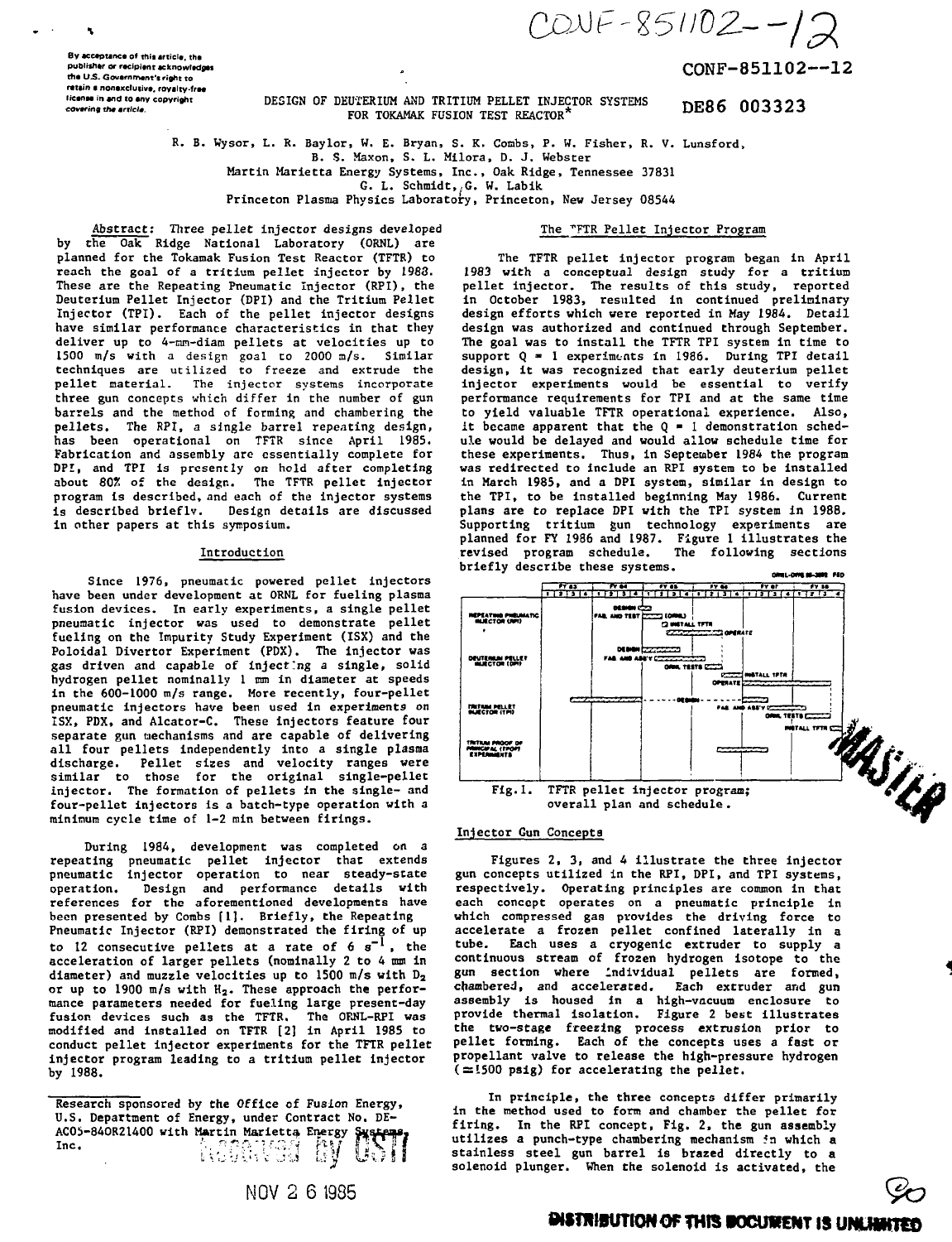CONF-851102--12

By acceptance of this article, the publisher or recipient acknowledges the U.S. Government's right to retain a nonexclusive, royalty-free license in and to any copyright covering the article.

DE86 003323

# DESIGN OF DEUTERIUM AND TRITIUM PELLET INJECTOR SYSTEMS FOR TOKAMAK FUSION TEST REACTOR*

R. B. Wysor, L. R. Baylor, W. E. Bryan, S. K. Combs, P. W. Fisher, R. V. Lunsford, B. S. Maxon, S. L. Milora, D. J. Webster
Martin Marietta Energy Systems, Inc., Oak Ridge, Tennessee 37831
G. L. Schmidt, G. W. Labik
Princeton Plasma Physics Laboratory, Princeton, New Jersey 08544

Abstract: Three pellet injector designs developed by the Oak Ridge National Laboratory (ORNL) are planned for the Tokamak Fusion Test Reactor (TFTR) to reach the goal of a tritium pellet injector by 1988. These are the Repeating Pneumatic Injector (RPI), the Deuterium Pellet Injector (DPI) and the Tritium Pellet Injector (TPI). Each of the pellet injector designs have similar performance characteristics in that they deliver up to 4-mm-diam pellets at velocities up to 1500 m/s with a design goal to 2000 m/s. Similar techniques are utilized to freeze and extrude the pellet material. The injector systems incorporate three gun concepts which differ in the number of gun barrels and the method of forming and chambering the pellets. The RPI, a single barrel repeating design, has been operational on TFTR since April 1985. Fabrication and assembly are essentially complete for DPI, and TPI is presently on hold after completing about 80% of the design. The TFTR pellet injector program is described, and each of the injector systems is described briefly. Design details are discussed in other papers at this symposium.

## Introduction

Since 1976, pneumatic powered pellet injectors have been under development at ORNL for fueling plasma fusion devices. In early experiments, a single pellet pneumatic injector was used to demonstrate pellet fueling on the Impurity Study Experiment (ISX) and the Poloidal Divertor Experiment (PDX). The injector was gas driven and capable of injecting a single, solid hydrogen pellet nominally 1 mm in diameter at speeds in the 600-1000 m/s range. More recently, four-pellet pneumatic injectors have been used in experiments on ISX, PDX, and Alcator-C. These injectors feature four separate gun mechanisms and are capable of delivering all four pellets independently into a single plasma discharge. Pellet sizes and velocity ranges were similar to those for the original single-pellet injector. The formation of pellets in the single- and four-pellet injectors is a batch-type operation with a minimum cycle time of 1-2 min between firings.

During 1984, development was completed on a repeating pneumatic pellet injector that extends pneumatic injector operation to near steady-state operation. Design and performance details with references for the aforementioned developments have been presented by Combs [1]. Briefly, the Repeating Pneumatic Injector (RPI) demonstrated the firing of up to 12 consecutive pellets at a rate of 6 $s^{-1}$, the acceleration of larger pellets (nominally 2 to 4 mm in diameter) and muzzle velocities up to 1500 m/s with $D_2$ or up to 1900 m/s with $H_2$. These approach the performance parameters needed for fueling large present-day fusion devices such as the TFTR. The ORNL-RPI was modified and installed on TFTR [2] in April 1985 to conduct pellet injector experiments for the TFTR pellet injector program leading to a tritium pellet injector by 1988.

Research sponsored by the Office of Fusion Energy, U.S. Department of Energy, under Contract No. DE-AC05-84OR21400 with Martin Marietta Energy Systems, Inc.

## The TFTR Pellet Injector Program

The TFTR pellet injector program began in April 1983 with a conceptual design study for a tritium pellet injector. The results of this study, reported in October 1983, resulted in continued preliminary design efforts which were reported in May 1984. Detail design was authorized and continued through September. The goal was to install the TFTR TPI system in time to support Q = 1 experiments in 1986. During TPI detail design, it was recognized that early deuterium pellet injector experiments would be essential to verify performance requirements for TPI and at the same time to yield valuable TFTR operational experience. Also, it became apparent that the Q = 1 demonstration schedule would be delayed and would allow schedule time for these experiments. Thus, in September 1984 the program was redirected to include an RPI system to be installed in March 1985, and a DPI system, similar in design to the TPI, to be installed beginning May 1986. Current plans are to replace DPI with the TPI system in 1988. Supporting tritium gun technology experiments are planned for FY 1986 and 1987. Figure 1 illustrates the revised program schedule. The following sections briefly describe these systems.

Fig. 1. TFTR pellet injector program; overall plan and schedule.

## Injector Gun Concepts

Figures 2, 3, and 4 illustrate the three injector gun concepts utilized in the RPI, DPI, and TPI systems, respectively. Operating principles are common in that each concept operates on a pneumatic principle in which compressed gas provides the driving force to accelerate a frozen pellet confined laterally in a tube. Each uses a cryogenic extruder to supply a continuous stream of frozen hydrogen isotope to the gun section where individual pellets are formed, chambered, and accelerated. Each extruder and gun assembly is housed in a high-vacuum enclosure to provide thermal isolation. Figure 2 best illustrates the two-stage freezing process extrusion prior to pellet forming. Each of the concepts uses a fast or propellant valve to release the high-pressure hydrogen (≈1500 psig) for accelerating the pellet.

In principle, the three concepts differ primarily in the method used to form and chamber the pellet for firing. In the RPI concept, Fig. 2, the gun assembly utilizes a punch-type chambering mechanism in which a stainless steel gun barrel is brazed directly to a solenoid plunger. When the solenoid is activated, the

DISTRIBUTION OF THIS DOCUMENT IS UNLIMITED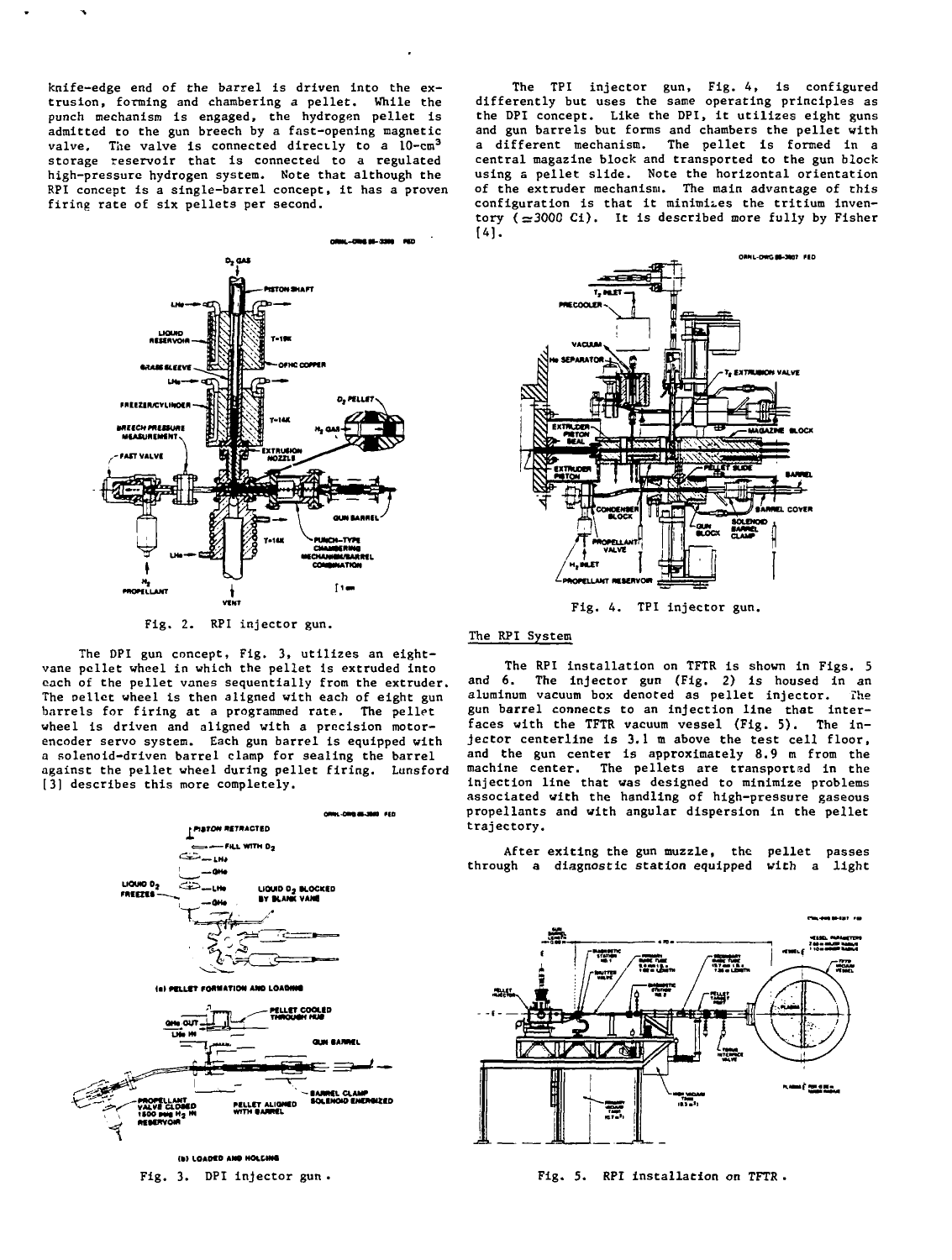knife-edge end of the barrel is driven into the extrusion, forming and chambering a pellet. While the punch mechanism is engaged, the hydrogen pellet is admitted to the gun breech by a fast-opening magnetic valve. The valve is connected directly to a 10-cm$^3$ storage reservoir that is connected to a regulated high-pressure hydrogen system. Note that although the RPI concept is a single-barrel concept, it has a proven firing rate of six pellets per second.

Fig. 2. RPI injector gun.

The DPI gun concept, Fig. 3, utilizes an eight-vane pellet wheel in which the pellet is extruded into each of the pellet vanes sequentially from the extruder. The pellet wheel is then aligned with each of eight gun barrels for firing at a programmed rate. The pellet wheel is driven and aligned with a precision motor-encoder servo system. Each gun barrel is equipped with a solenoid-driven barrel clamp for sealing the barrel against the pellet wheel during pellet firing. Lunsford [3] describes this more completely.

Fig. 3. DPI injector gun.

The TPI injector gun, Fig. 4, is configured differently but uses the same operating principles as the DPI concept. Like the DPI, it utilizes eight guns and gun barrels but forms and chambers the pellet with a different mechanism. The pellet is formed in a central magazine block and transported to the gun block using a pellet slide. Note the horizontal orientation of the extruder mechanism. The main advantage of this configuration is that it minimizes the tritium inventory ($\simeq$3000 Ci). It is described more fully by Fisher [4].

Fig. 4. TPI injector gun.

## The RPI System

The RPI installation on TFTR is shown in Figs. 5 and 6. The injector gun (Fig. 2) is housed in an aluminum vacuum box denoted as pellet injector. The gun barrel connects to an injection line that interfaces with the TFTR vacuum vessel (Fig. 5). The injector centerline is 3.1 m above the test cell floor, and the gun center is approximately 8.9 m from the machine center. The pellets are transported in the injection line that was designed to minimize problems associated with the handling of high-pressure gaseous propellants and with angular dispersion in the pellet trajectory.

After exiting the gun muzzle, the pellet passes through a diagnostic station equipped with a light

Fig. 5. RPI installation on TFTR.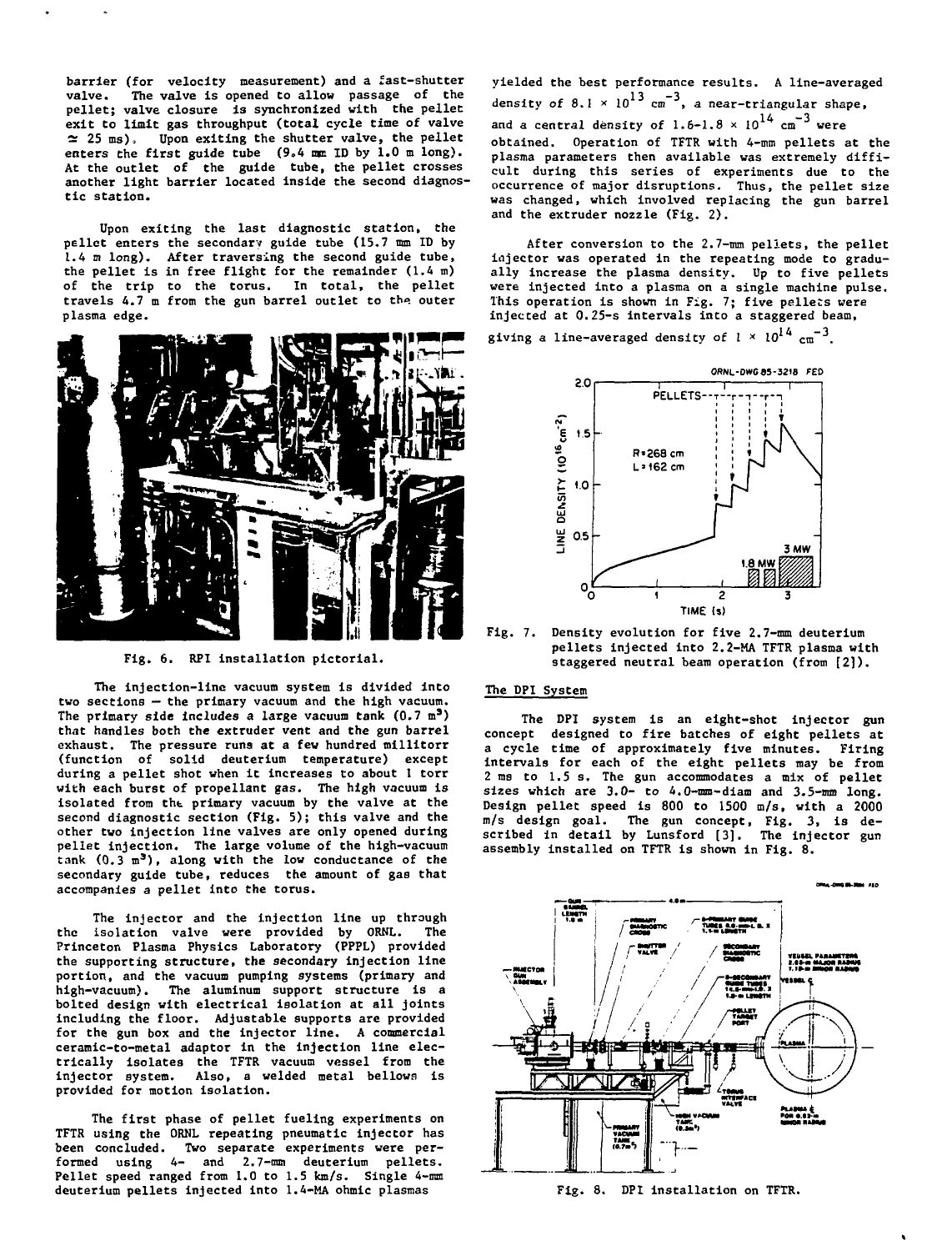barrier (for velocity measurement) and a fast-shutter valve. The valve is opened to allow passage of the pellet; valve closure is synchronized with the pellet exit to limit gas throughput (total cycle time of valve ≃ 25 ms). Upon exiting the shutter valve, the pellet enters the first guide tube (9.4 mm ID by 1.0 m long). At the outlet of the guide tube, the pellet crosses another light barrier located inside the second diagnostic station.

Upon exiting the last diagnostic station, the pellet enters the secondary guide tube (15.7 mm ID by 1.4 m long). After traversing the second guide tube, the pellet is in free flight for the remainder (1.4 m) of the trip to the torus. In total, the pellet travels 4.7 m from the gun barrel outlet to the outer plasma edge.

Fig. 6. RPI installation pictorial.

The injection-line vacuum system is divided into two sections — the primary vacuum and the high vacuum. The primary side includes a large vacuum tank (0.7 $m^3$) that handles both the extruder vent and the gun barrel exhaust. The pressure runs at a few hundred millitorr (function of solid deuterium temperature) except during a pellet shot when it increases to about 1 torr with each burst of propellant gas. The high vacuum is isolated from the primary vacuum by the valve at the second diagnostic section (Fig. 5); this valve and the other two injection line valves are only opened during pellet injection. The large volume of the high-vacuum tank (0.3 $m^3$), along with the low conductance of the secondary guide tube, reduces the amount of gas that accompanies a pellet into the torus.

The injector and the injection line up through the isolation valve were provided by ORNL. The Princeton Plasma Physics Laboratory (PPPL) provided the supporting structure, the secondary injection line portion, and the vacuum pumping systems (primary and high-vacuum). The aluminum support structure is a bolted design with electrical isolation at all joints including the floor. Adjustable supports are provided for the gun box and the injector line. A commercial ceramic-to-metal adaptor in the injection line electrically isolates the TFTR vacuum vessel from the injector system. Also, a welded metal bellows is provided for motion isolation.

The first phase of pellet fueling experiments on TFTR using the ORNL repeating pneumatic injector has been concluded. Two separate experiments were performed using 4- and 2.7-mm deuterium pellets. Pellet speed ranged from 1.0 to 1.5 km/s. Single 4-mm deuterium pellets injected into 1.4-MA ohmic plasmas yielded the best performance results. A line-averaged density of $8.1 \times 10^{13}$ $cm^{-3}$, a near-triangular shape, and a central density of $1.6\text{-}1.8 \times 10^{14}$ $cm^{-3}$ were obtained. Operation of TFTR with 4-mm pellets at the plasma parameters then available was extremely difficult during this series of experiments due to the occurrence of major disruptions. Thus, the pellet size was changed, which involved replacing the gun barrel and the extruder nozzle (Fig. 2).

After conversion to the 2.7-mm pellets, the pellet injector was operated in the repeating mode to gradually increase the plasma density. Up to five pellets were injected into a plasma on a single machine pulse. This operation is shown in Fig. 7; five pellets were injected at 0.25-s intervals into a staggered beam, giving a line-averaged density of $1 \times 10^{14}$ $cm^{-3}$.

Fig. 7. Density evolution for five 2.7-mm deuterium pellets injected into 2.2-MA TFTR plasma with staggered neutral beam operation (from [2]).

## The DPI System

The DPI system is an eight-shot injector gun concept designed to fire batches of eight pellets at a cycle time of approximately five minutes. Firing intervals for each of the eight pellets may be from 2 ms to 1.5 s. The gun accommodates a mix of pellet sizes which are 3.0- to 4.0-mm-diam and 3.5-mm long. Design pellet speed is 800 to 1500 m/s, with a 2000 m/s design goal. The gun concept, Fig. 3, is described in detail by Lunsford [3]. The injector gun assembly installed on TFTR is shown in Fig. 8.

Fig. 8. DPI installation on TFTR.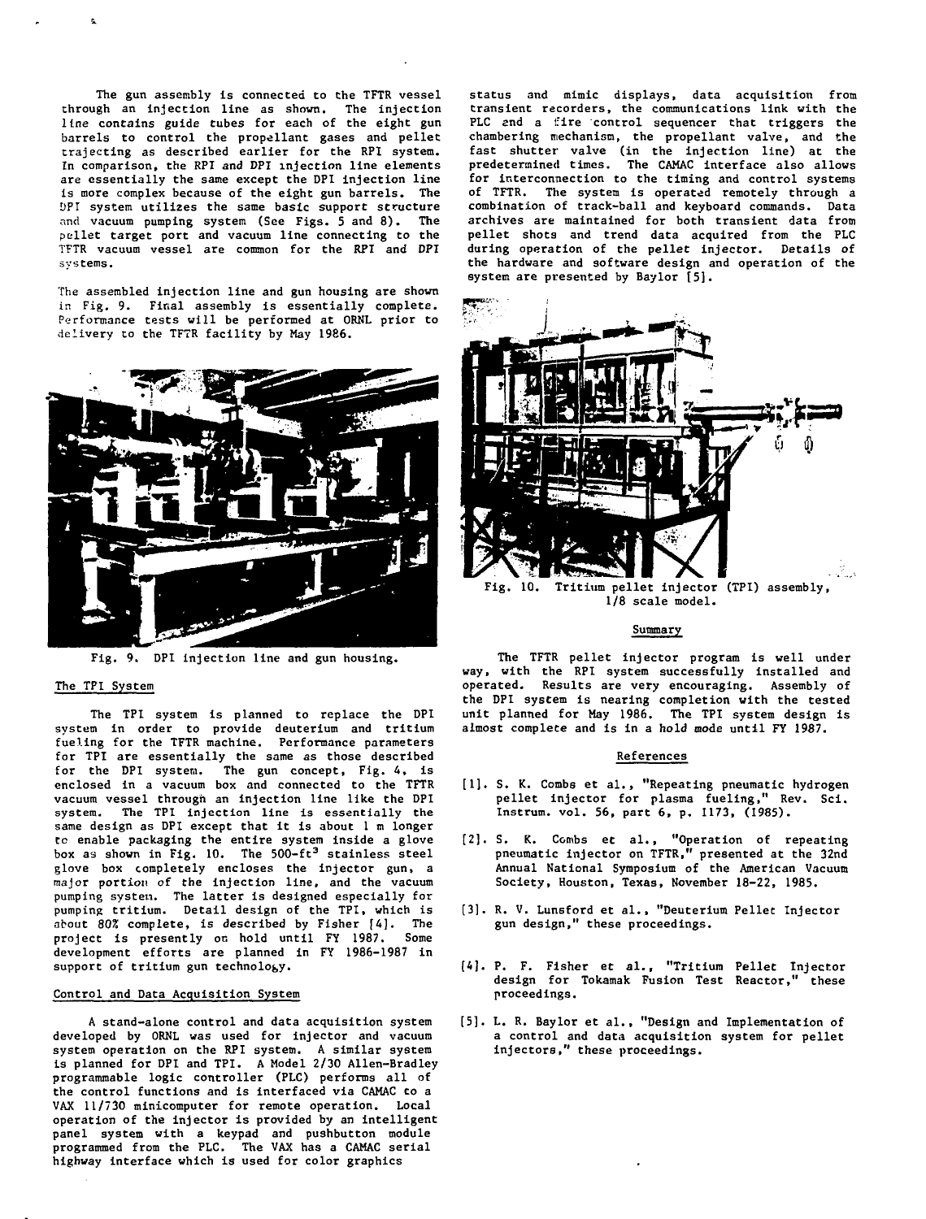The gun assembly is connected to the TFTR vessel through an injection line as shown. The injection line contains guide tubes for each of the eight gun barrels to control the propellant gases and pellet trajecting as described earlier for the RPI system. In comparison, the RPI and DPI injection line elements are essentially the same except the DPI injection line is more complex because of the eight gun barrels. The DPI system utilizes the same basic support structure and vacuum pumping system (See Figs. 5 and 8). The pellet target port and vacuum line connecting to the TFTR vacuum vessel are common for the RPI and DPI systems.

The assembled injection line and gun housing are shown in Fig. 9. Final assembly is essentially complete. Performance tests will be performed at ORNL prior to delivery to the TFTR facility by May 1986.

Fig. 9. DPI injection line and gun housing.

## The TPI System

The TPI system is planned to replace the DPI system in order to provide deuterium and tritium fueling for the TFTR machine. Performance parameters for TPI are essentially the same as those described for the DPI system. The gun concept, Fig. 4, is enclosed in a vacuum box and connected to the TFTR vacuum vessel through an injection line like the DPI system. The TPI injection line is essentially the same design as DPI except that it is about 1 m longer to enable packaging the entire system inside a glove box as shown in Fig. 10. The 500-ft$^3$ stainless steel glove box completely encloses the injector gun, a major portion of the injection line, and the vacuum pumping system. The latter is designed especially for pumping tritium. Detail design of the TPI, which is about 80% complete, is described by Fisher [4]. The project is presently on hold until FY 1987. Some development efforts are planned in FY 1986-1987 in support of tritium gun technology.

## Control and Data Acquisition System

A stand-alone control and data acquisition system developed by ORNL was used for injector and vacuum system operation on the RPI system. A similar system is planned for DPI and TPI. A Model 2/30 Allen-Bradley programmable logic controller (PLC) performs all of the control functions and is interfaced via CAMAC to a VAX 11/730 minicomputer for remote operation. Local operation of the injector is provided by an intelligent panel system with a keypad and pushbutton module programmed from the PLC. The VAX has a CAMAC serial highway interface which is used for color graphics status and mimic displays, data acquisition from transient recorders, the communications link with the PLC and a fire control sequencer that triggers the chambering mechanism, the propellant valve, and the fast shutter valve (in the injection line) at the predetermined times. The CAMAC interface also allows for interconnection to the timing and control systems of TFTR. The system is operated remotely through a combination of track-ball and keyboard commands. Data archives are maintained for both transient data from pellet shots and trend data acquired from the PLC during operation of the pellet injector. Details of the hardware and software design and operation of the system are presented by Baylor [5].

Fig. 10. Tritium pellet injector (TPI) assembly, 1/8 scale model.

## Summary

The TFTR pellet injector program is well under way, with the RPI system successfully installed and operated. Results are very encouraging. Assembly of the DPI system is nearing completion with the tested unit planned for May 1986. The TPI system design is almost complete and is in a hold mode until FY 1987.

## References

[1]. S. K. Combs et al., "Repeating pneumatic hydrogen pellet injector for plasma fueling," Rev. Sci. Instrum. vol. 56, part 6, p. 1173, (1985).

[2]. S. K. Combs et al., "Operation of repeating pneumatic injector on TFTR," presented at the 32nd Annual National Symposium of the American Vacuum Society, Houston, Texas, November 18-22, 1985.

[3]. R. V. Lunsford et al., "Deuterium Pellet Injector gun design," these proceedings.

[4]. P. F. Fisher et al., "Tritium Pellet Injector design for Tokamak Fusion Test Reactor," these proceedings.

[5]. L. R. Baylor et al., "Design and Implementation of a control and data acquisition system for pellet injectors," these proceedings.